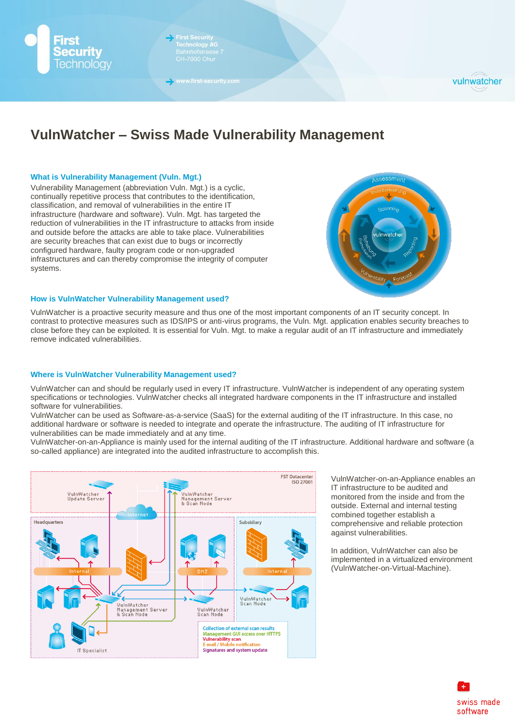# VulnWatcher – Swiss Made Vulnerability Management

### What is Vulnerability Management (Vuln. Mgt.)

Vulnerability Management (abbreviation Vuln. Mgt.) is a cyclic, continually repetitive process that contributes to the identification, classification, and removal of vulnerabilities in the entire IT infrastructure (hardware and software). Vuln. Mgt. has targeted the reduction of vulnerabilities in the IT infrastructure to attacks from inside and outside before the attacks are able to take place. Vulnerabilities are security breaches that can exist due to bugs or incorrectly configured hardware, faulty program code or non-upgraded infrastructures and can thereby compromise the integrity of computer systems.

### How is VulnWatcher Vulnerability Management used?

VulnWatcher is a proactive security measure and thus one of the most important components of an IT security concept. In contrast to protective measures such as IDS/IPS or anti-virus programs, the Vuln. Mgt. application enables security breaches to close before they can be exploited. It is essential for Vuln. Mgt. to make a regular audit of an IT infrastructure and immediately remove indicated vulnerabilities.

### Where is VulnWatcher Vulnerability Management used?

VulnWatcher can and should be regularly used in every IT infrastructure. VulnWatcher is independent of any operating system specifications or technologies. VulnWatcher checks all integrated hardware components in the IT infrastructure and installed software for vulnerabilities.

VulnWatcher can be used as Software-as-a-service (SaaS) for the external auditing of the IT infrastructure. In this case, no additional hardware or software is needed to integrate and operate the infrastructure. The auditing of IT infrastructure for vulnerabilities can be made immediately and at any time.

VulnWatcher-on-an-Appliance is mainly used for the internal auditing of the IT infrastructure. Additional hardware and software (a so-called appliance) are integrated into the audited infrastructure to accomplish this.

VulnWatcher-on-an-Appliance enables an IT infrastructure to be audited and monitored from the inside and from the outside. External and internal testing combined together establish a comprehensive and reliable protection against vulnerabilities.

In addition, VulnWatcher can also be implemented in a virtualized environment (VulnWatcher-on-Virtual-Machine).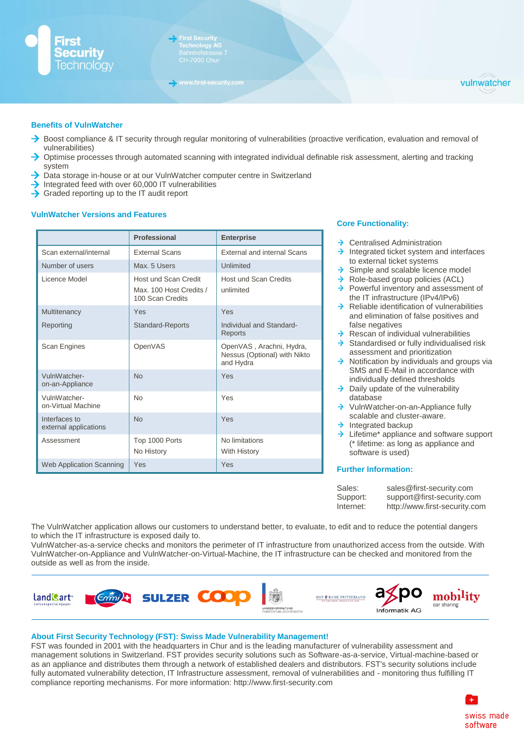First Security Technology

First Security Technology AG
Bahnhofstrasse 7
CH-7000 Chur

www.first-security.com

vulnwatcher

### Benefits of VulnWatcher

- Boost compliance & IT security through regular monitoring of vulnerabilities (proactive verification, evaluation and removal of vulnerabilities)
- Optimise processes through automated scanning with integrated individual definable risk assessment, alerting and tracking system
- Data storage in-house or at our VulnWatcher computer centre in Switzerland
- Integrated feed with over 60,000 IT vulnerabilities
- Graded reporting up to the IT audit report

### VulnWatcher Versions and Features

| | Professional | Enterprise |
|---|---|---|
| Scan external/internal | External Scans | External and internal Scans |
| Number of users | Max. 5 Users | Unlimited |
| Licence Model | Host und Scan Credit<br>Max. 100 Host Credits / 100 Scan Credits | Host und Scan Credits<br>unlimited |
| Multitenancy | Yes | Yes |
| Reporting | Standard-Reports | Individual and Standard-Reports |
| Scan Engines | OpenVAS | OpenVAS , Arachni, Hydra, Nessus (Optional) with Nikto and Hydra |
| VulnWatcher-on-an-Appliance | No | Yes |
| VulnWatcher-on-Virtual Machine | No | Yes |
| Interfaces to external applications | No | Yes |
| Assessment | Top 1000 Ports<br>No History | No limitations<br>With History |
| Web Application Scanning | Yes | Yes |

### Core Functionality:

- Centralised Administration
- Integrated ticket system and interfaces to external ticket systems
- Simple and scalable licence model
- Role-based group policies (ACL)
- Powerful inventory and assessment of the IT infrastructure (IPv4/IPv6)
- Reliable identification of vulnerabilities and elimination of false positives and false negatives
- Rescan of individual vulnerabilities
- Standardised or fully individualised risk assessment and prioritization
- Notification by individuals and groups via SMS and E-Mail in accordance with individually defined thresholds
- Daily update of the vulnerability database
- VulnWatcher-on-an-Appliance fully scalable and cluster-aware.
- Integrated backup
- Lifetime* appliance and software support (* lifetime: as long as appliance and software is used)

### Further Information:

Sales: sales@first-security.com
Support: support@first-security.com
Internet: http://www.first-security.com

The VulnWatcher application allows our customers to understand better, to evaluate, to edit and to reduce the potential dangers to which the IT infrastructure is exposed daily to.
VulnWatcher-as-a-service checks and monitors the perimeter of IT infrastructure from unauthorized access from the outside. With VulnWatcher-on-Appliance and VulnWatcher-on-Virtual-Machine, the IT infrastructure can be checked and monitored from the outside as well as from the inside.

landqart swiss special paper · Emmi · SULZER · coop · LANDESVERWALTUNG FÜRSTENTUM LIECHTENSTEIN · BHF BANK SWITZERLAND · axpo Informatik AG · mobility car sharing

### About First Security Technology (FST): Swiss Made Vulnerability Management!

FST was founded in 2001 with the headquarters in Chur and is the leading manufacturer of vulnerability assessment and management solutions in Switzerland. FST provides security solutions such as Software-as-a-service, Virtual-machine-based or as an appliance and distributes them through a network of established dealers and distributors. FST's security solutions include fully automated vulnerability detection, IT Infrastructure assessment, removal of vulnerabilities and - monitoring thus fulfilling IT compliance reporting mechanisms. For more information: http://www.first-security.com

swiss made software